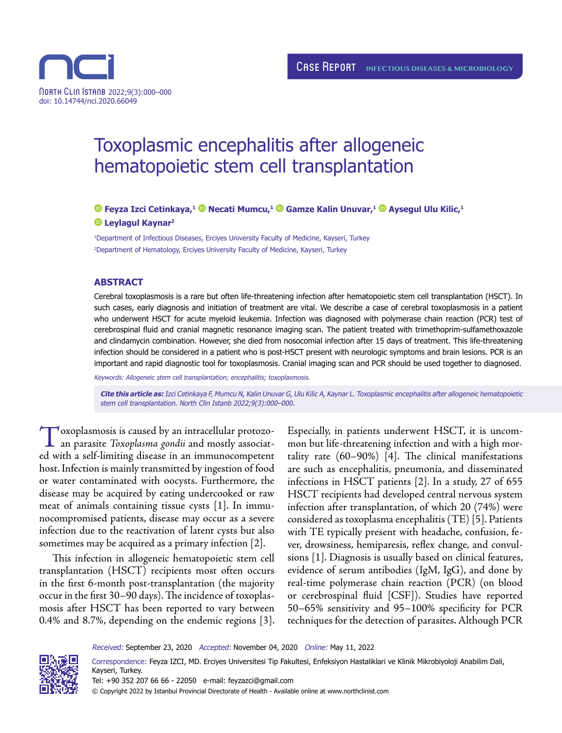# Toxoplasmic encephalitis after allogeneic hematopoietic stem cell transplantation

**Feyza Izci Cetinkaya,[1] Necati Mumcu,[1] Gamze Kalin Unuvar,[1] Aysegul Ulu Kilic,[1] Leylagul Kaynar[2]**

[1]Department of Infectious Diseases, Erciyes University Faculty of Medicine, Kayseri, Turkey

[2]Department of Hematology, Erciyes University Faculty of Medicine, Kayseri, Turkey

## ABSTRACT

Cerebral toxoplasmosis is a rare but often life-threatening infection after hematopoietic stem cell transplantation (HSCT). In such cases, early diagnosis and initiation of treatment are vital. We describe a case of cerebral toxoplasmosis in a patient who underwent HSCT for acute myeloid leukemia. Infection was diagnosed with polymerase chain reaction (PCR) test of cerebrospinal fluid and cranial magnetic resonance imaging scan. The patient treated with trimethoprim-sulfamethoxazole and clindamycin combination. However, she died from nosocomial infection after 15 days of treatment. This life-threatening infection should be considered in a patient who is post-HSCT present with neurologic symptoms and brain lesions. PCR is an important and rapid diagnostic tool for toxoplasmosis. Cranial imaging scan and PCR should be used together to diagnosed.

*Keywords: Allogeneic stem cell transplantation; encephalitis; toxoplasmosis.*

***Cite this article as:*** *Izci Cetinkaya F, Mumcu N, Kalin Unuvar G, Ulu Kilic A, Kaynar L. Toxoplasmic encephalitis after allogeneic hematopoietic stem cell transplantation. North Clin Istanb 2022;9(3):000–000.*

Toxoplasmosis is caused by an intracellular protozoan parasite *Toxoplasma gondii* and mostly associated with a self-limiting disease in an immunocompetent host. Infection is mainly transmitted by ingestion of food or water contaminated with oocysts. Furthermore, the disease may be acquired by eating undercooked or raw meat of animals containing tissue cysts [1]. In immunocompromised patients, disease may occur as a severe infection due to the reactivation of latent cysts but also sometimes may be acquired as a primary infection [2].

This infection in allogeneic hematopoietic stem cell transplantation (HSCT) recipients most often occurs in the first 6-month post-transplantation (the majority occur in the first 30–90 days). The incidence of toxoplasmosis after HSCT has been reported to vary between 0.4% and 8.7%, depending on the endemic regions [3]. Especially, in patients underwent HSCT, it is uncommon but life-threatening infection and with a high mortality rate (60–90%) [4]. The clinical manifestations are such as encephalitis, pneumonia, and disseminated infections in HSCT patients [2]. In a study, 27 of 655 HSCT recipients had developed central nervous system infection after transplantation, of which 20 (74%) were considered as toxoplasma encephalitis (TE) [5]. Patients with TE typically present with headache, confusion, fever, drowsiness, hemiparesis, reflex change, and convulsions [1]. Diagnosis is usually based on clinical features, evidence of serum antibodies (IgM, IgG), and done by real-time polymerase chain reaction (PCR) (on blood or cerebrospinal fluid [CSF]). Studies have reported 50–65% sensitivity and 95–100% specificity for PCR techniques for the detection of parasites. Although PCR

*Received:* September 23, 2020 *Accepted:* November 04, 2020 *Online:* May 11, 2022

Correspondence: Feyza IZCI, MD. Erciyes Universitesi Tip Fakultesi, Enfeksiyon Hastaliklari ve Klinik Mikrobiyoloji Anabilim Dali, Kayseri, Turkey.

Tel: +90 352 207 66 66 - 22050 e-mail: feyzazci@gmail.com

© Copyright 2022 by Istanbul Provincial Directorate of Health - Available online at www.northclinist.com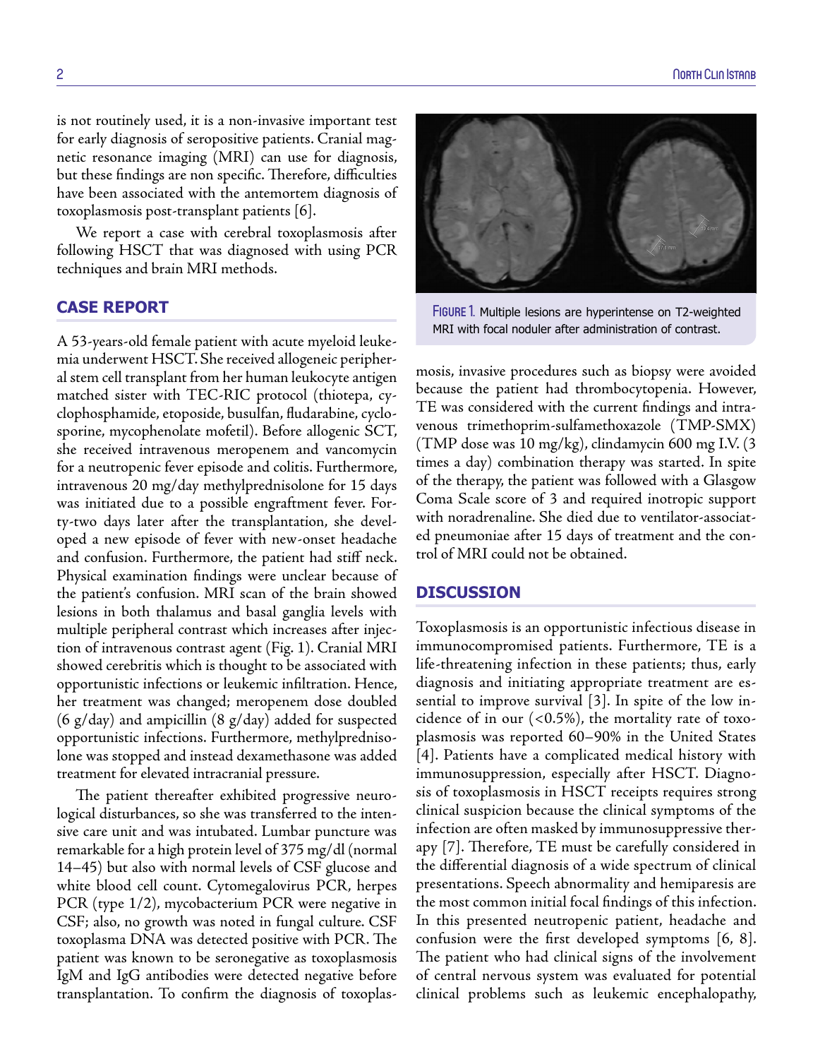is not routinely used, it is a non-invasive important test for early diagnosis of seropositive patients. Cranial magnetic resonance imaging (MRI) can use for diagnosis, but these findings are non specific. Therefore, difficulties have been associated with the antemortem diagnosis of toxoplasmosis post-transplant patients [6].

We report a case with cerebral toxoplasmosis after following HSCT that was diagnosed with using PCR techniques and brain MRI methods.

## CASE REPORT

A 53-years-old female patient with acute myeloid leukemia underwent HSCT. She received allogeneic peripheral stem cell transplant from her human leukocyte antigen matched sister with TEC-RIC protocol (thiotepa, cyclophosphamide, etoposide, busulfan, fludarabine, cyclosporine, mycophenolate mofetil). Before allogenic SCT, she received intravenous meropenem and vancomycin for a neutropenic fever episode and colitis. Furthermore, intravenous 20 mg/day methylprednisolone for 15 days was initiated due to a possible engraftment fever. Forty-two days later after the transplantation, she developed a new episode of fever with new-onset headache and confusion. Furthermore, the patient had stiff neck. Physical examination findings were unclear because of the patient's confusion. MRI scan of the brain showed lesions in both thalamus and basal ganglia levels with multiple peripheral contrast which increases after injection of intravenous contrast agent (Fig. 1). Cranial MRI showed cerebritis which is thought to be associated with opportunistic infections or leukemic infiltration. Hence, her treatment was changed; meropenem dose doubled (6 g/day) and ampicillin (8 g/day) added for suspected opportunistic infections. Furthermore, methylprednisolone was stopped and instead dexamethasone was added treatment for elevated intracranial pressure.

The patient thereafter exhibited progressive neurological disturbances, so she was transferred to the intensive care unit and was intubated. Lumbar puncture was remarkable for a high protein level of 375 mg/dl (normal 14–45) but also with normal levels of CSF glucose and white blood cell count. Cytomegalovirus PCR, herpes PCR (type 1/2), mycobacterium PCR were negative in CSF; also, no growth was noted in fungal culture. CSF toxoplasma DNA was detected positive with PCR. The patient was known to be seronegative as toxoplasmosis IgM and IgG antibodies were detected negative before transplantation. To confirm the diagnosis of toxoplasmosis, invasive procedures such as biopsy were avoided because the patient had thrombocytopenia. However, TE was considered with the current findings and intravenous trimethoprim-sulfamethoxazole (TMP-SMX) (TMP dose was 10 mg/kg), clindamycin 600 mg I.V. (3 times a day) combination therapy was started. In spite of the therapy, the patient was followed with a Glasgow Coma Scale score of 3 and required inotropic support with noradrenaline. She died due to ventilator-associated pneumoniae after 15 days of treatment and the control of MRI could not be obtained.

FIGURE 1. Multiple lesions are hyperintense on T2-weighted MRI with focal noduler after administration of contrast.

## DISCUSSION

Toxoplasmosis is an opportunistic infectious disease in immunocompromised patients. Furthermore, TE is a life-threatening infection in these patients; thus, early diagnosis and initiating appropriate treatment are essential to improve survival [3]. In spite of the low incidence of in our (<0.5%), the mortality rate of toxoplasmosis was reported 60–90% in the United States [4]. Patients have a complicated medical history with immunosuppression, especially after HSCT. Diagnosis of toxoplasmosis in HSCT receipts requires strong clinical suspicion because the clinical symptoms of the infection are often masked by immunosuppressive therapy [7]. Therefore, TE must be carefully considered in the differential diagnosis of a wide spectrum of clinical presentations. Speech abnormality and hemiparesis are the most common initial focal findings of this infection. In this presented neutropenic patient, headache and confusion were the first developed symptoms [6, 8]. The patient who had clinical signs of the involvement of central nervous system was evaluated for potential clinical problems such as leukemic encephalopathy,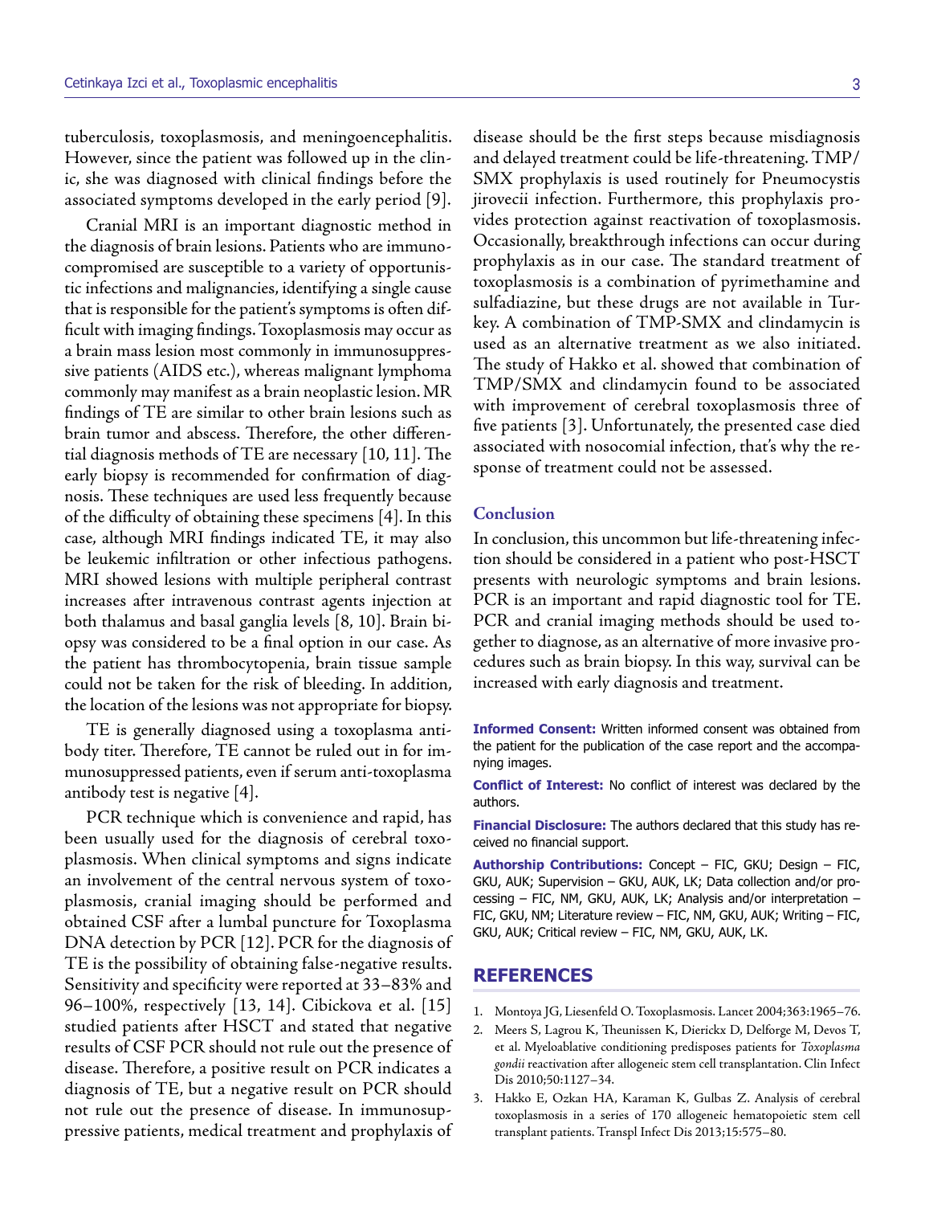tuberculosis, toxoplasmosis, and meningoencephalitis. However, since the patient was followed up in the clinic, she was diagnosed with clinical findings before the associated symptoms developed in the early period [9].

Cranial MRI is an important diagnostic method in the diagnosis of brain lesions. Patients who are immunocompromised are susceptible to a variety of opportunistic infections and malignancies, identifying a single cause that is responsible for the patient's symptoms is often difficult with imaging findings. Toxoplasmosis may occur as a brain mass lesion most commonly in immunosuppressive patients (AIDS etc.), whereas malignant lymphoma commonly may manifest as a brain neoplastic lesion. MR findings of TE are similar to other brain lesions such as brain tumor and abscess. Therefore, the other differential diagnosis methods of TE are necessary [10, 11]. The early biopsy is recommended for confirmation of diagnosis. These techniques are used less frequently because of the difficulty of obtaining these specimens [4]. In this case, although MRI findings indicated TE, it may also be leukemic infiltration or other infectious pathogens. MRI showed lesions with multiple peripheral contrast increases after intravenous contrast agents injection at both thalamus and basal ganglia levels [8, 10]. Brain biopsy was considered to be a final option in our case. As the patient has thrombocytopenia, brain tissue sample could not be taken for the risk of bleeding. In addition, the location of the lesions was not appropriate for biopsy.

TE is generally diagnosed using a toxoplasma antibody titer. Therefore, TE cannot be ruled out in for immunosuppressed patients, even if serum anti-toxoplasma antibody test is negative [4].

PCR technique which is convenience and rapid, has been usually used for the diagnosis of cerebral toxoplasmosis. When clinical symptoms and signs indicate an involvement of the central nervous system of toxoplasmosis, cranial imaging should be performed and obtained CSF after a lumbal puncture for Toxoplasma DNA detection by PCR [12]. PCR for the diagnosis of TE is the possibility of obtaining false-negative results. Sensitivity and specificity were reported at 33–83% and 96–100%, respectively [13, 14]. Cibickova et al. [15] studied patients after HSCT and stated that negative results of CSF PCR should not rule out the presence of disease. Therefore, a positive result on PCR indicates a diagnosis of TE, but a negative result on PCR should not rule out the presence of disease. In immunosuppressive patients, medical treatment and prophylaxis of disease should be the first steps because misdiagnosis and delayed treatment could be life-threatening. TMP/SMX prophylaxis is used routinely for Pneumocystis jirovecii infection. Furthermore, this prophylaxis provides protection against reactivation of toxoplasmosis. Occasionally, breakthrough infections can occur during prophylaxis as in our case. The standard treatment of toxoplasmosis is a combination of pyrimethamine and sulfadiazine, but these drugs are not available in Turkey. A combination of TMP-SMX and clindamycin is used as an alternative treatment as we also initiated. The study of Hakko et al. showed that combination of TMP/SMX and clindamycin found to be associated with improvement of cerebral toxoplasmosis three of five patients [3]. Unfortunately, the presented case died associated with nosocomial infection, that's why the response of treatment could not be assessed.

## Conclusion

In conclusion, this uncommon but life-threatening infection should be considered in a patient who post-HSCT presents with neurologic symptoms and brain lesions. PCR is an important and rapid diagnostic tool for TE. PCR and cranial imaging methods should be used together to diagnose, as an alternative of more invasive procedures such as brain biopsy. In this way, survival can be increased with early diagnosis and treatment.

**Informed Consent:** Written informed consent was obtained from the patient for the publication of the case report and the accompanying images.

**Conflict of Interest:** No conflict of interest was declared by the authors.

**Financial Disclosure:** The authors declared that this study has received no financial support.

**Authorship Contributions:** Concept – FIC, GKU; Design – FIC, GKU, AUK; Supervision – GKU, AUK, LK; Data collection and/or processing – FIC, NM, GKU, AUK, LK; Analysis and/or interpretation – FIC, GKU, NM; Literature review – FIC, NM, GKU, AUK; Writing – FIC, GKU, AUK; Critical review – FIC, NM, GKU, AUK, LK.

## REFERENCES

1. Montoya JG, Liesenfeld O. Toxoplasmosis. Lancet 2004;363:1965–76.
2. Meers S, Lagrou K, Theunissen K, Dierickx D, Delforge M, Devos T, et al. Myeloablative conditioning predisposes patients for *Toxoplasma gondii* reactivation after allogeneic stem cell transplantation. Clin Infect Dis 2010;50:1127–34.
3. Hakko E, Ozkan HA, Karaman K, Gulbas Z. Analysis of cerebral toxoplasmosis in a series of 170 allogeneic hematopoietic stem cell transplant patients. Transpl Infect Dis 2013;15:575–80.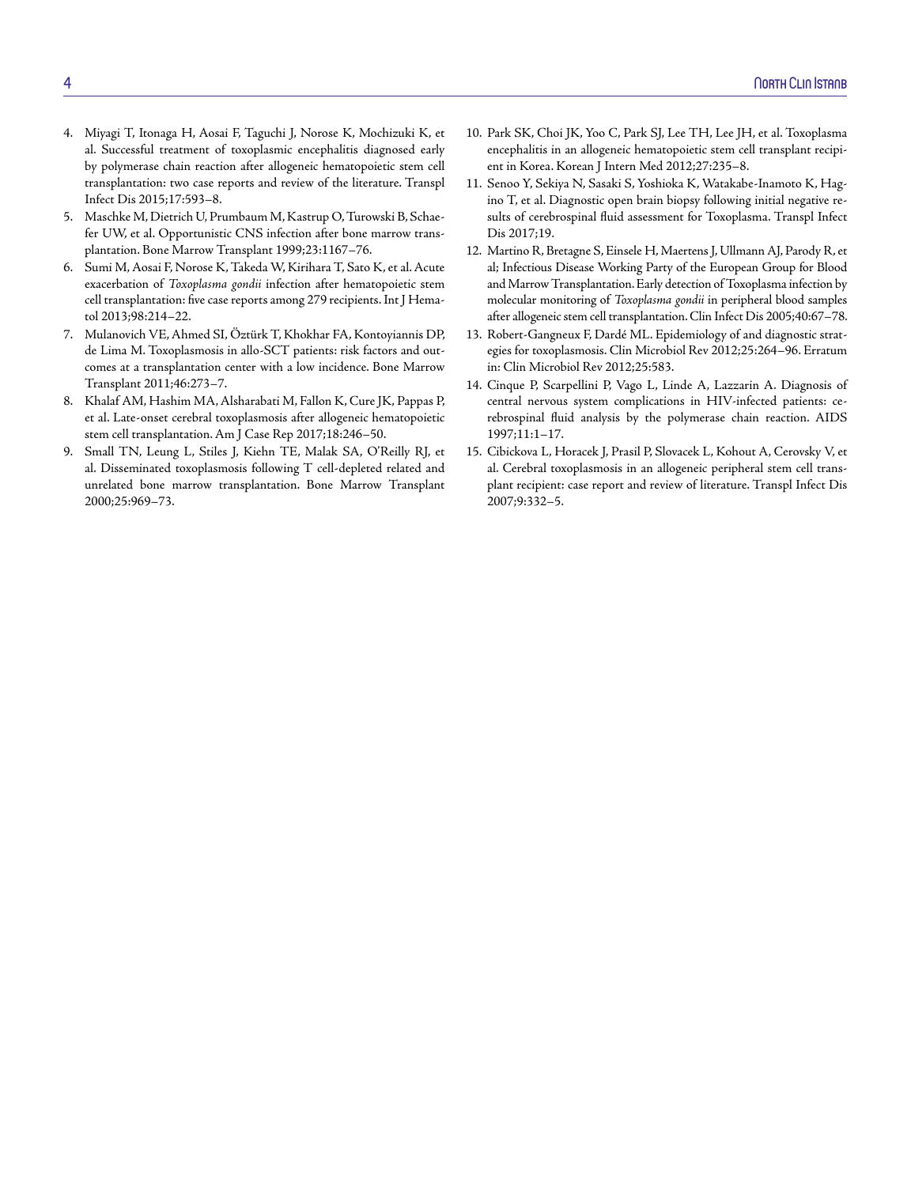4. Miyagi T, Itonaga H, Aosai F, Taguchi J, Norose K, Mochizuki K, et al. Successful treatment of toxoplasmic encephalitis diagnosed early by polymerase chain reaction after allogeneic hematopoietic stem cell transplantation: two case reports and review of the literature. Transpl Infect Dis 2015;17:593–8.
5. Maschke M, Dietrich U, Prumbaum M, Kastrup O, Turowski B, Schaefer UW, et al. Opportunistic CNS infection after bone marrow transplantation. Bone Marrow Transplant 1999;23:1167–76.
6. Sumi M, Aosai F, Norose K, Takeda W, Kirihara T, Sato K, et al. Acute exacerbation of *Toxoplasma gondii* infection after hematopoietic stem cell transplantation: five case reports among 279 recipients. Int J Hematol 2013;98:214–22.
7. Mulanovich VE, Ahmed SI, Öztürk T, Khokhar FA, Kontoyiannis DP, de Lima M. Toxoplasmosis in allo-SCT patients: risk factors and outcomes at a transplantation center with a low incidence. Bone Marrow Transplant 2011;46:273–7.
8. Khalaf AM, Hashim MA, Alsharabati M, Fallon K, Cure JK, Pappas P, et al. Late-onset cerebral toxoplasmosis after allogeneic hematopoietic stem cell transplantation. Am J Case Rep 2017;18:246–50.
9. Small TN, Leung L, Stiles J, Kiehn TE, Malak SA, O'Reilly RJ, et al. Disseminated toxoplasmosis following T cell-depleted related and unrelated bone marrow transplantation. Bone Marrow Transplant 2000;25:969–73.
10. Park SK, Choi JK, Yoo C, Park SJ, Lee TH, Lee JH, et al. Toxoplasma encephalitis in an allogeneic hematopoietic stem cell transplant recipient in Korea. Korean J Intern Med 2012;27:235–8.
11. Senoo Y, Sekiya N, Sasaki S, Yoshioka K, Watakabe-Inamoto K, Hagino T, et al. Diagnostic open brain biopsy following initial negative results of cerebrospinal fluid assessment for Toxoplasma. Transpl Infect Dis 2017;19.
12. Martino R, Bretagne S, Einsele H, Maertens J, Ullmann AJ, Parody R, et al; Infectious Disease Working Party of the European Group for Blood and Marrow Transplantation. Early detection of Toxoplasma infection by molecular monitoring of *Toxoplasma gondii* in peripheral blood samples after allogeneic stem cell transplantation. Clin Infect Dis 2005;40:67–78.
13. Robert-Gangneux F, Dardé ML. Epidemiology of and diagnostic strategies for toxoplasmosis. Clin Microbiol Rev 2012;25:264–96. Erratum in: Clin Microbiol Rev 2012;25:583.
14. Cinque P, Scarpellini P, Vago L, Linde A, Lazzarin A. Diagnosis of central nervous system complications in HIV-infected patients: cerebrospinal fluid analysis by the polymerase chain reaction. AIDS 1997;11:1–17.
15. Cibickova L, Horacek J, Prasil P, Slovacek L, Kohout A, Cerovsky V, et al. Cerebral toxoplasmosis in an allogeneic peripheral stem cell transplant recipient: case report and review of literature. Transpl Infect Dis 2007;9:332–5.